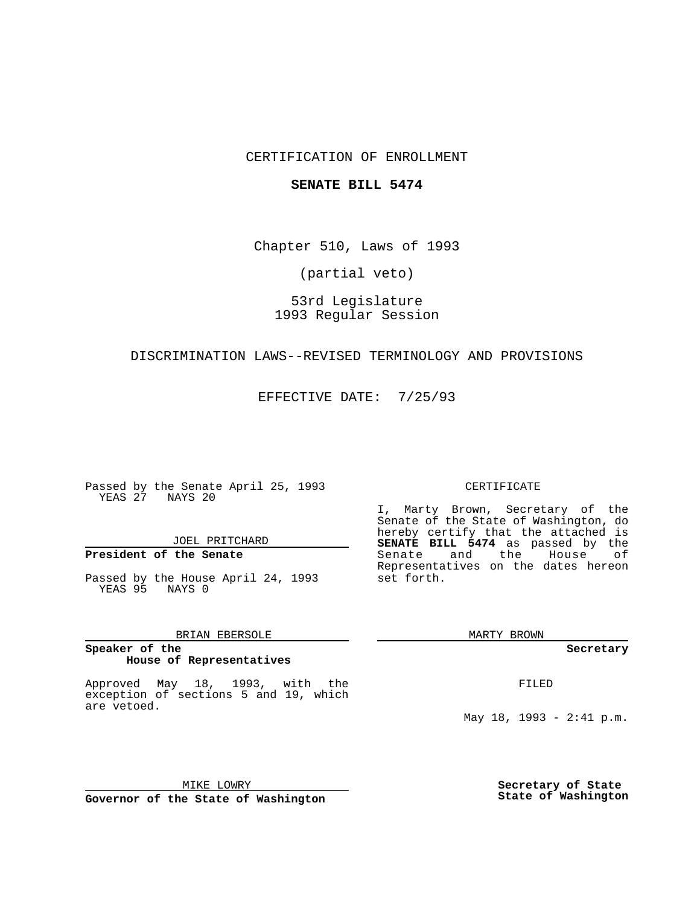CERTIFICATION OF ENROLLMENT

**SENATE BILL 5474**

Chapter 510, Laws of 1993

(partial veto)

53rd Legislature
1993 Regular Session

DISCRIMINATION LAWS--REVISED TERMINOLOGY AND PROVISIONS

EFFECTIVE DATE: 7/25/93

Passed by the Senate April 25, 1993
YEAS 27 NAYS 20

JOEL PRITCHARD

**President of the Senate**

Passed by the House April 24, 1993
YEAS 95 NAYS 0

BRIAN EBERSOLE

**Speaker of the House of Representatives**

Approved May 18, 1993, with the exception of sections 5 and 19, which are vetoed.

MIKE LOWRY

**Governor of the State of Washington**

CERTIFICATE

I, Marty Brown, Secretary of the Senate of the State of Washington, do hereby certify that the attached is **SENATE BILL 5474** as passed by the Senate and the House of Representatives on the dates hereon set forth.

MARTY BROWN

**Secretary**

FILED

May 18, 1993 - 2:41 p.m.

**Secretary of State State of Washington**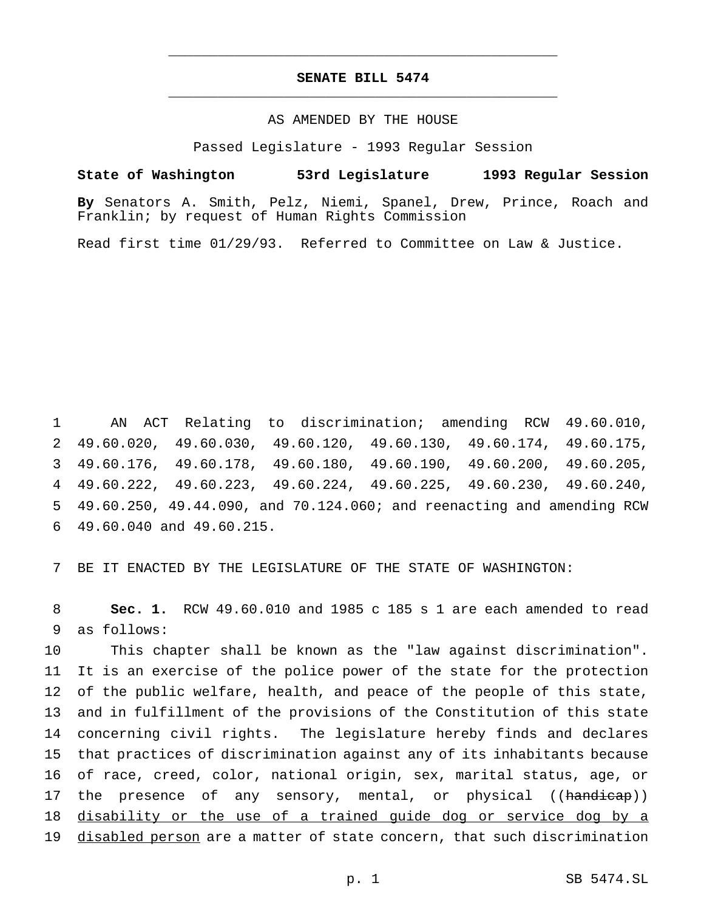**SENATE BILL 5474**

AS AMENDED BY THE HOUSE

Passed Legislature - 1993 Regular Session

**State of Washington 53rd Legislature 1993 Regular Session**

**By** Senators A. Smith, Pelz, Niemi, Spanel, Drew, Prince, Roach and Franklin; by request of Human Rights Commission

Read first time 01/29/93. Referred to Committee on Law & Justice.

1 AN ACT Relating to discrimination; amending RCW 49.60.010,
2 49.60.020, 49.60.030, 49.60.120, 49.60.130, 49.60.174, 49.60.175,
3 49.60.176, 49.60.178, 49.60.180, 49.60.190, 49.60.200, 49.60.205,
4 49.60.222, 49.60.223, 49.60.224, 49.60.225, 49.60.230, 49.60.240,
5 49.60.250, 49.44.090, and 70.124.060; and reenacting and amending RCW
6 49.60.040 and 49.60.215.

7 BE IT ENACTED BY THE LEGISLATURE OF THE STATE OF WASHINGTON:

8 **Sec. 1.** RCW 49.60.010 and 1985 c 185 s 1 are each amended to read
9 as follows:

10 This chapter shall be known as the "law against discrimination".
11 It is an exercise of the police power of the state for the protection
12 of the public welfare, health, and peace of the people of this state,
13 and in fulfillment of the provisions of the Constitution of this state
14 concerning civil rights. The legislature hereby finds and declares
15 that practices of discrimination against any of its inhabitants because
16 of race, creed, color, national origin, sex, marital status, age, or
17 the presence of any sensory, mental, or physical ((~~handicap~~))
18 <u>disability or the use of a trained guide dog or service dog by a</u>
19 <u>disabled person</u> are a matter of state concern, that such discrimination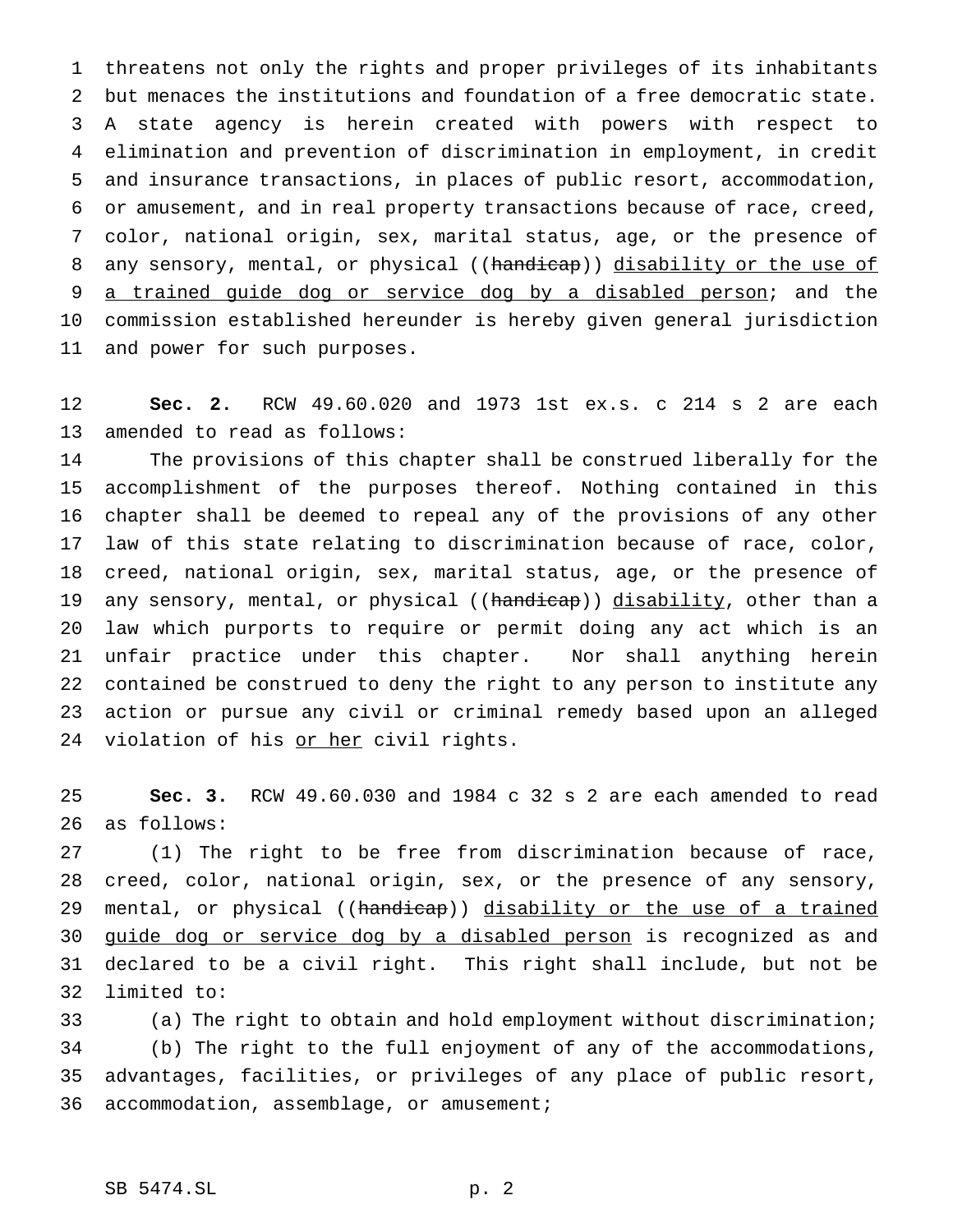threatens not only the rights and proper privileges of its inhabitants but menaces the institutions and foundation of a free democratic state. A state agency is herein created with powers with respect to elimination and prevention of discrimination in employment, in credit and insurance transactions, in places of public resort, accommodation, or amusement, and in real property transactions because of race, creed, color, national origin, sex, marital status, age, or the presence of any sensory, mental, or physical ((~~handicap~~)) <u>disability or the use of a trained guide dog or service dog by a disabled person</u>; and the commission established hereunder is hereby given general jurisdiction and power for such purposes.

**Sec. 2.** RCW 49.60.020 and 1973 1st ex.s. c 214 s 2 are each amended to read as follows:

The provisions of this chapter shall be construed liberally for the accomplishment of the purposes thereof. Nothing contained in this chapter shall be deemed to repeal any of the provisions of any other law of this state relating to discrimination because of race, color, creed, national origin, sex, marital status, age, or the presence of any sensory, mental, or physical ((~~handicap~~)) <u>disability</u>, other than a law which purports to require or permit doing any act which is an unfair practice under this chapter. Nor shall anything herein contained be construed to deny the right to any person to institute any action or pursue any civil or criminal remedy based upon an alleged violation of his <u>or her</u> civil rights.

**Sec. 3.** RCW 49.60.030 and 1984 c 32 s 2 are each amended to read as follows:

(1) The right to be free from discrimination because of race, creed, color, national origin, sex, or the presence of any sensory, mental, or physical ((~~handicap~~)) <u>disability or the use of a trained guide dog or service dog by a disabled person</u> is recognized as and declared to be a civil right. This right shall include, but not be limited to:

(a) The right to obtain and hold employment without discrimination;

(b) The right to the full enjoyment of any of the accommodations, advantages, facilities, or privileges of any place of public resort, accommodation, assemblage, or amusement;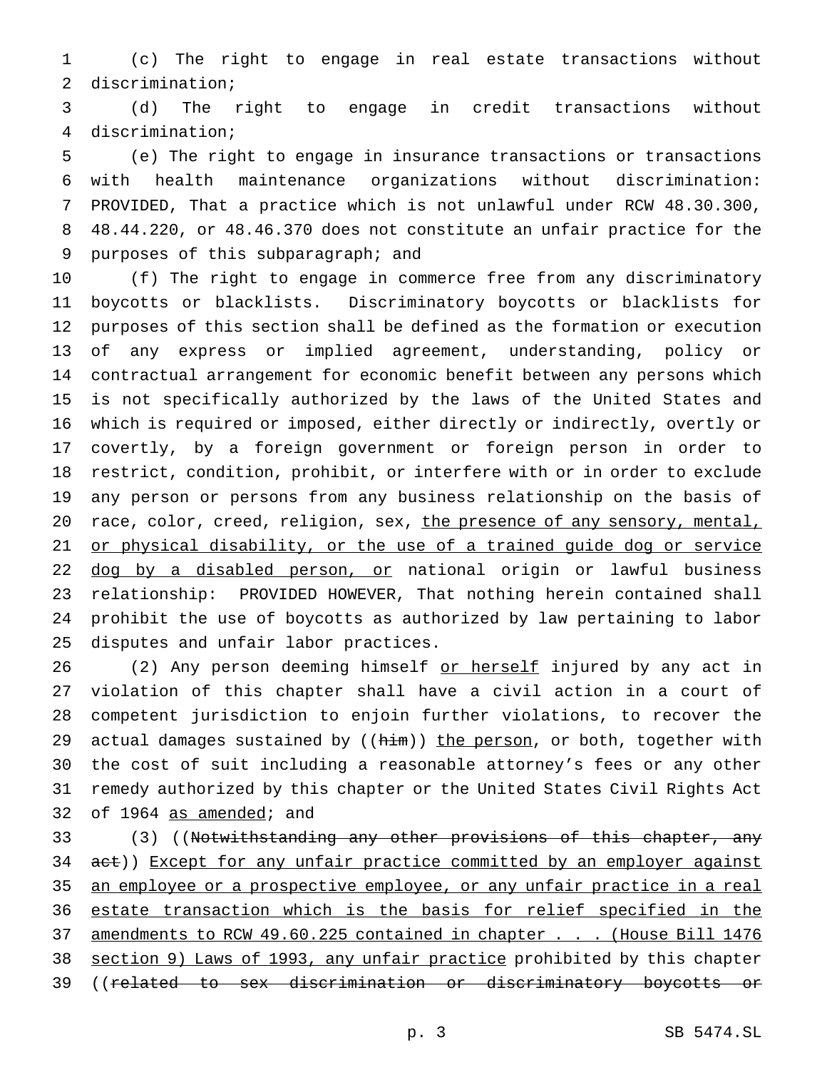(c) The right to engage in real estate transactions without discrimination;

(d) The right to engage in credit transactions without discrimination;

(e) The right to engage in insurance transactions or transactions with health maintenance organizations without discrimination: PROVIDED, That a practice which is not unlawful under RCW 48.30.300, 48.44.220, or 48.46.370 does not constitute an unfair practice for the purposes of this subparagraph; and

(f) The right to engage in commerce free from any discriminatory boycotts or blacklists. Discriminatory boycotts or blacklists for purposes of this section shall be defined as the formation or execution of any express or implied agreement, understanding, policy or contractual arrangement for economic benefit between any persons which is not specifically authorized by the laws of the United States and which is required or imposed, either directly or indirectly, overtly or covertly, by a foreign government or foreign person in order to restrict, condition, prohibit, or interfere with or in order to exclude any person or persons from any business relationship on the basis of race, color, creed, religion, sex, <u>the presence of any sensory, mental, or physical disability, or the use of a trained guide dog or service dog by a disabled person, or</u> national origin or lawful business relationship: PROVIDED HOWEVER, That nothing herein contained shall prohibit the use of boycotts as authorized by law pertaining to labor disputes and unfair labor practices.

(2) Any person deeming himself <u>or herself</u> injured by any act in violation of this chapter shall have a civil action in a court of competent jurisdiction to enjoin further violations, to recover the actual damages sustained by ((~~him~~)) <u>the person</u>, or both, together with the cost of suit including a reasonable attorney's fees or any other remedy authorized by this chapter or the United States Civil Rights Act of 1964 <u>as amended</u>; and

(3) ((~~Notwithstanding any other provisions of this chapter, any act~~)) <u>Except for any unfair practice committed by an employer against an employee or a prospective employee, or any unfair practice in a real estate transaction which is the basis for relief specified in the amendments to RCW 49.60.225 contained in chapter . . . (House Bill 1476 section 9) Laws of 1993, any unfair practice</u> prohibited by this chapter ((~~related to sex discrimination or discriminatory boycotts or~~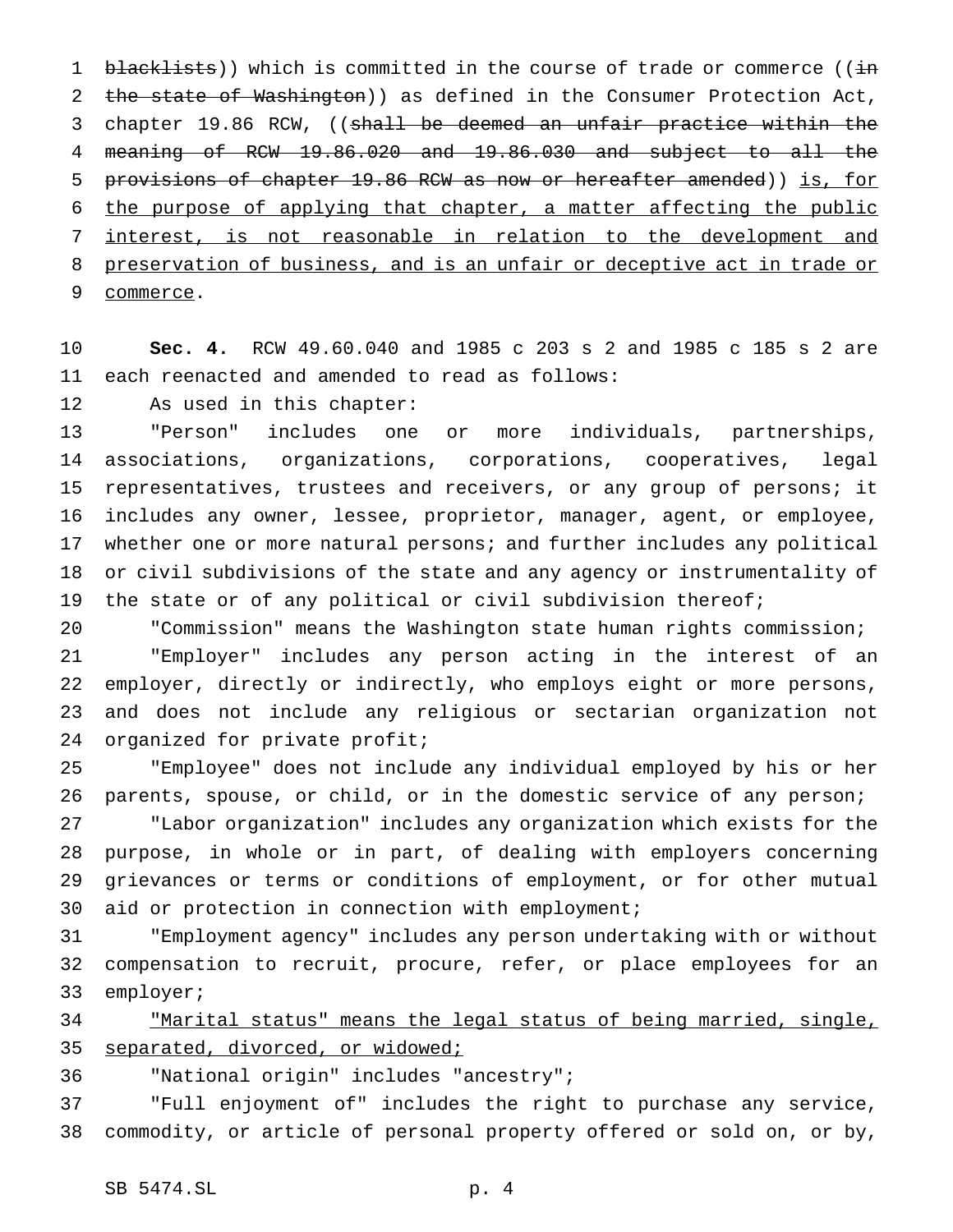~~blacklists~~)) which is committed in the course of trade or commerce ((~~in the state of Washington~~)) as defined in the Consumer Protection Act, chapter 19.86 RCW, ((~~shall be deemed an unfair practice within the meaning of RCW 19.86.020 and 19.86.030 and subject to all the provisions of chapter 19.86 RCW as now or hereafter amended~~)) <u>is, for the purpose of applying that chapter, a matter affecting the public interest, is not reasonable in relation to the development and preservation of business, and is an unfair or deceptive act in trade or commerce</u>.

**Sec. 4.** RCW 49.60.040 and 1985 c 203 s 2 and 1985 c 185 s 2 are each reenacted and amended to read as follows:

As used in this chapter:

"Person" includes one or more individuals, partnerships, associations, organizations, corporations, cooperatives, legal representatives, trustees and receivers, or any group of persons; it includes any owner, lessee, proprietor, manager, agent, or employee, whether one or more natural persons; and further includes any political or civil subdivisions of the state and any agency or instrumentality of the state or of any political or civil subdivision thereof;

"Commission" means the Washington state human rights commission;

"Employer" includes any person acting in the interest of an employer, directly or indirectly, who employs eight or more persons, and does not include any religious or sectarian organization not organized for private profit;

"Employee" does not include any individual employed by his or her parents, spouse, or child, or in the domestic service of any person;

"Labor organization" includes any organization which exists for the purpose, in whole or in part, of dealing with employers concerning grievances or terms or conditions of employment, or for other mutual aid or protection in connection with employment;

"Employment agency" includes any person undertaking with or without compensation to recruit, procure, refer, or place employees for an employer;

<u>"Marital status" means the legal status of being married, single, separated, divorced, or widowed;</u>

"National origin" includes "ancestry";

"Full enjoyment of" includes the right to purchase any service, commodity, or article of personal property offered or sold on, or by,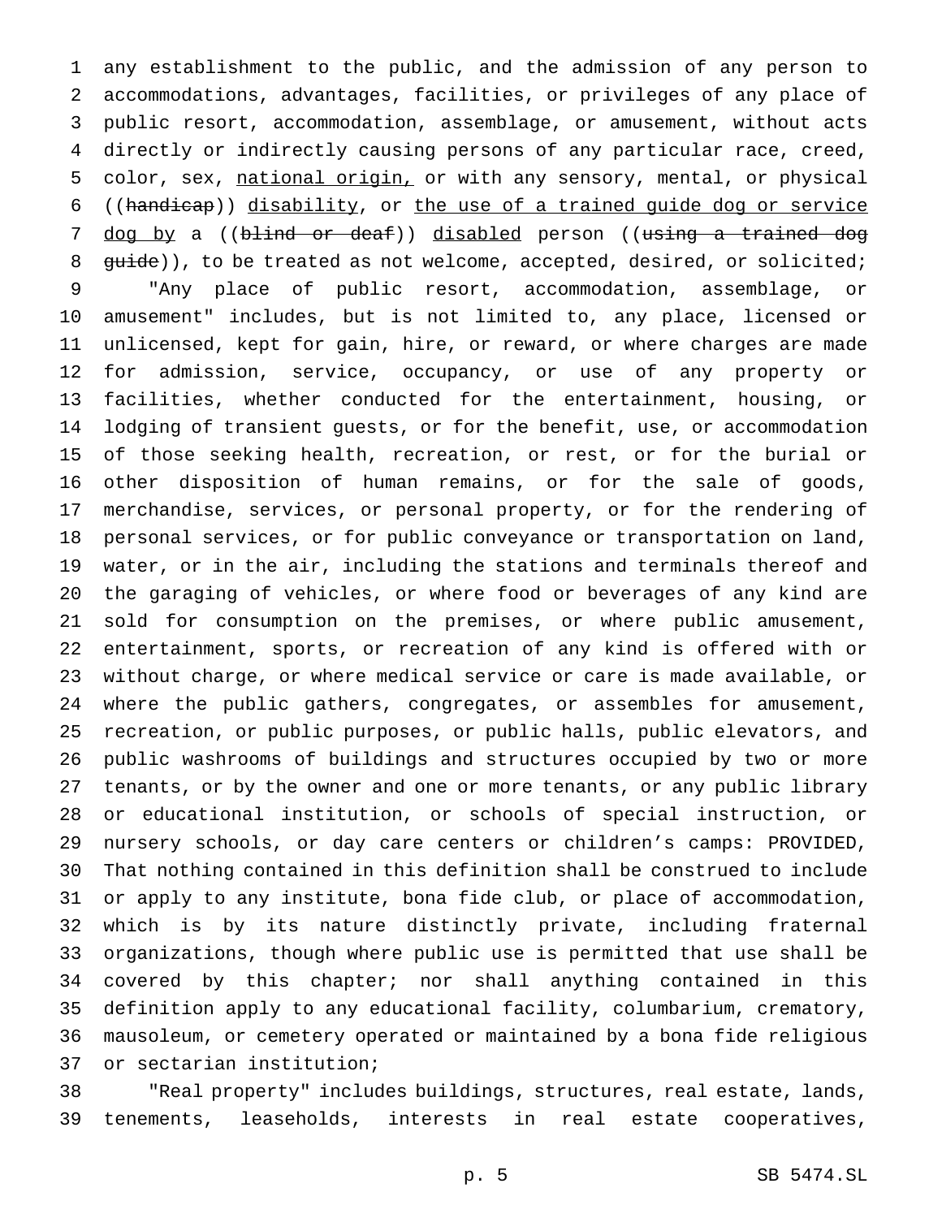any establishment to the public, and the admission of any person to accommodations, advantages, facilities, or privileges of any place of public resort, accommodation, assemblage, or amusement, without acts directly or indirectly causing persons of any particular race, creed, color, sex, national origin, or with any sensory, mental, or physical ((handicap)) disability, or the use of a trained guide dog or service dog by a ((blind or deaf)) disabled person ((using a trained dog guide)), to be treated as not welcome, accepted, desired, or solicited;

"Any place of public resort, accommodation, assemblage, or amusement" includes, but is not limited to, any place, licensed or unlicensed, kept for gain, hire, or reward, or where charges are made for admission, service, occupancy, or use of any property or facilities, whether conducted for the entertainment, housing, or lodging of transient guests, or for the benefit, use, or accommodation of those seeking health, recreation, or rest, or for the burial or other disposition of human remains, or for the sale of goods, merchandise, services, or personal property, or for the rendering of personal services, or for public conveyance or transportation on land, water, or in the air, including the stations and terminals thereof and the garaging of vehicles, or where food or beverages of any kind are sold for consumption on the premises, or where public amusement, entertainment, sports, or recreation of any kind is offered with or without charge, or where medical service or care is made available, or where the public gathers, congregates, or assembles for amusement, recreation, or public purposes, or public halls, public elevators, and public washrooms of buildings and structures occupied by two or more tenants, or by the owner and one or more tenants, or any public library or educational institution, or schools of special instruction, or nursery schools, or day care centers or children's camps: PROVIDED, That nothing contained in this definition shall be construed to include or apply to any institute, bona fide club, or place of accommodation, which is by its nature distinctly private, including fraternal organizations, though where public use is permitted that use shall be covered by this chapter; nor shall anything contained in this definition apply to any educational facility, columbarium, crematory, mausoleum, or cemetery operated or maintained by a bona fide religious or sectarian institution;

"Real property" includes buildings, structures, real estate, lands, tenements, leaseholds, interests in real estate cooperatives,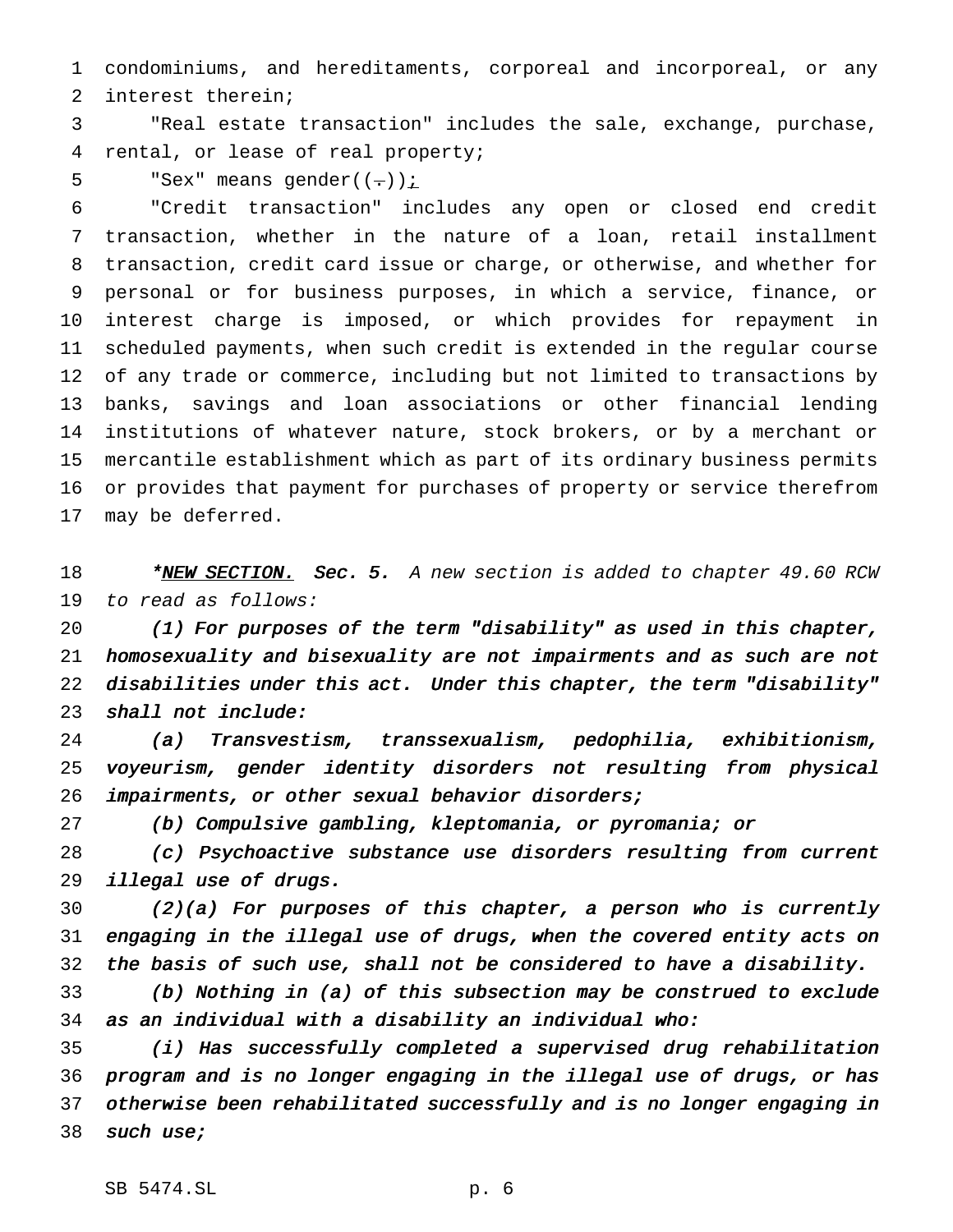condominiums, and hereditaments, corporeal and incorporeal, or any interest therein;

"Real estate transaction" includes the sale, exchange, purchase, rental, or lease of real property;

"Sex" means gender((.));

"Credit transaction" includes any open or closed end credit transaction, whether in the nature of a loan, retail installment transaction, credit card issue or charge, or otherwise, and whether for personal or for business purposes, in which a service, finance, or interest charge is imposed, or which provides for repayment in scheduled payments, when such credit is extended in the regular course of any trade or commerce, including but not limited to transactions by banks, savings and loan associations or other financial lending institutions of whatever nature, stock brokers, or by a merchant or mercantile establishment which as part of its ordinary business permits or provides that payment for purchases of property or service therefrom may be deferred.

*\*NEW SECTION.* **Sec. 5.** *A new section is added to chapter 49.60 RCW to read as follows:*

*(1) For purposes of the term "disability" as used in this chapter, homosexuality and bisexuality are not impairments and as such are not disabilities under this act. Under this chapter, the term "disability" shall not include:*

*(a) Transvestism, transsexualism, pedophilia, exhibitionism, voyeurism, gender identity disorders not resulting from physical impairments, or other sexual behavior disorders;*

*(b) Compulsive gambling, kleptomania, or pyromania; or*

*(c) Psychoactive substance use disorders resulting from current illegal use of drugs.*

*(2)(a) For purposes of this chapter, a person who is currently engaging in the illegal use of drugs, when the covered entity acts on the basis of such use, shall not be considered to have a disability.*

*(b) Nothing in (a) of this subsection may be construed to exclude as an individual with a disability an individual who:*

*(i) Has successfully completed a supervised drug rehabilitation program and is no longer engaging in the illegal use of drugs, or has otherwise been rehabilitated successfully and is no longer engaging in such use;*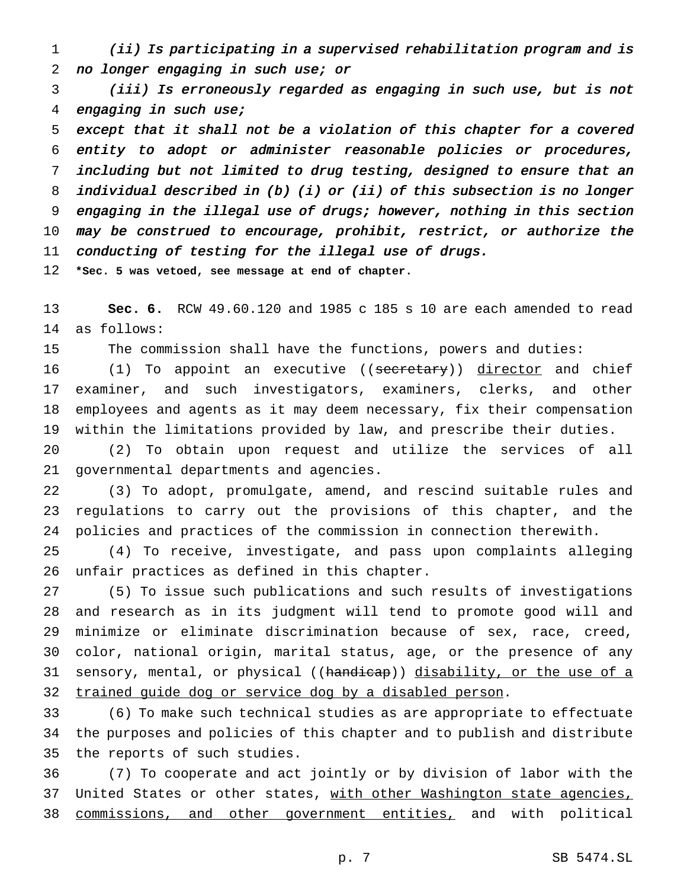*(ii) Is participating in a supervised rehabilitation program and is no longer engaging in such use; or*

*(iii) Is erroneously regarded as engaging in such use, but is not engaging in such use;*

*except that it shall not be a violation of this chapter for a covered entity to adopt or administer reasonable policies or procedures, including but not limited to drug testing, designed to ensure that an individual described in (b) (i) or (ii) of this subsection is no longer engaging in the illegal use of drugs; however, nothing in this section may be construed to encourage, prohibit, restrict, or authorize the conducting of testing for the illegal use of drugs.*

**\*Sec. 5 was vetoed, see message at end of chapter.**

**Sec. 6.** RCW 49.60.120 and 1985 c 185 s 10 are each amended to read as follows:

The commission shall have the functions, powers and duties:

(1) To appoint an executive ((~~secretary~~)) <u>director</u> and chief examiner, and such investigators, examiners, clerks, and other employees and agents as it may deem necessary, fix their compensation within the limitations provided by law, and prescribe their duties.

(2) To obtain upon request and utilize the services of all governmental departments and agencies.

(3) To adopt, promulgate, amend, and rescind suitable rules and regulations to carry out the provisions of this chapter, and the policies and practices of the commission in connection therewith.

(4) To receive, investigate, and pass upon complaints alleging unfair practices as defined in this chapter.

(5) To issue such publications and such results of investigations and research as in its judgment will tend to promote good will and minimize or eliminate discrimination because of sex, race, creed, color, national origin, marital status, age, or the presence of any sensory, mental, or physical ((~~handicap~~)) <u>disability, or the use of a trained guide dog or service dog by a disabled person</u>.

(6) To make such technical studies as are appropriate to effectuate the purposes and policies of this chapter and to publish and distribute the reports of such studies.

(7) To cooperate and act jointly or by division of labor with the United States or other states, <u>with other Washington state agencies, commissions, and other government entities,</u> and with political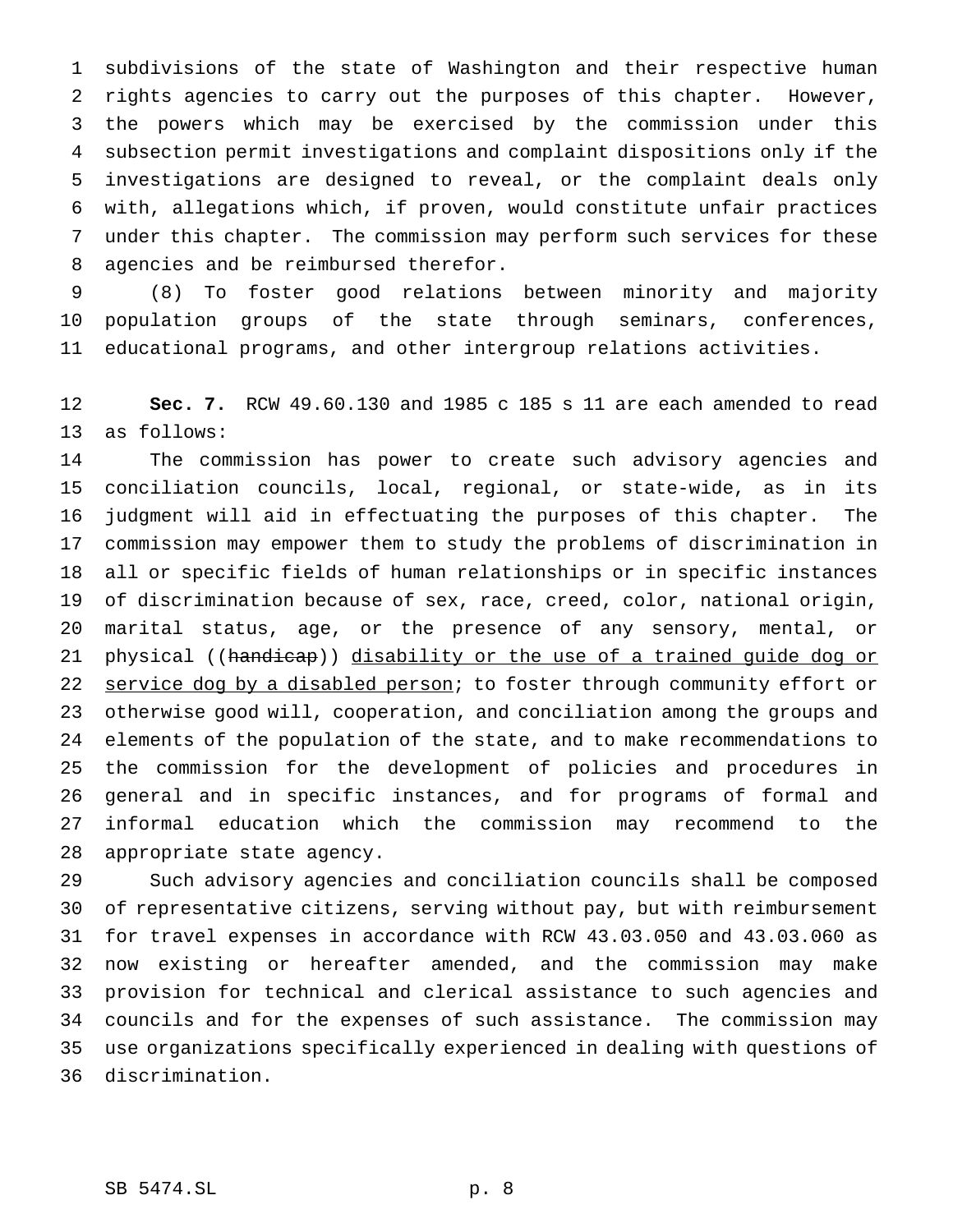subdivisions of the state of Washington and their respective human rights agencies to carry out the purposes of this chapter. However, the powers which may be exercised by the commission under this subsection permit investigations and complaint dispositions only if the investigations are designed to reveal, or the complaint deals only with, allegations which, if proven, would constitute unfair practices under this chapter. The commission may perform such services for these agencies and be reimbursed therefor.

(8) To foster good relations between minority and majority population groups of the state through seminars, conferences, educational programs, and other intergroup relations activities.

**Sec. 7.** RCW 49.60.130 and 1985 c 185 s 11 are each amended to read as follows:

The commission has power to create such advisory agencies and conciliation councils, local, regional, or state-wide, as in its judgment will aid in effectuating the purposes of this chapter. The commission may empower them to study the problems of discrimination in all or specific fields of human relationships or in specific instances of discrimination because of sex, race, creed, color, national origin, marital status, age, or the presence of any sensory, mental, or physical ((~~handicap~~)) <u>disability or the use of a trained guide dog or service dog by a disabled person</u>; to foster through community effort or otherwise good will, cooperation, and conciliation among the groups and elements of the population of the state, and to make recommendations to the commission for the development of policies and procedures in general and in specific instances, and for programs of formal and informal education which the commission may recommend to the appropriate state agency.

Such advisory agencies and conciliation councils shall be composed of representative citizens, serving without pay, but with reimbursement for travel expenses in accordance with RCW 43.03.050 and 43.03.060 as now existing or hereafter amended, and the commission may make provision for technical and clerical assistance to such agencies and councils and for the expenses of such assistance. The commission may use organizations specifically experienced in dealing with questions of discrimination.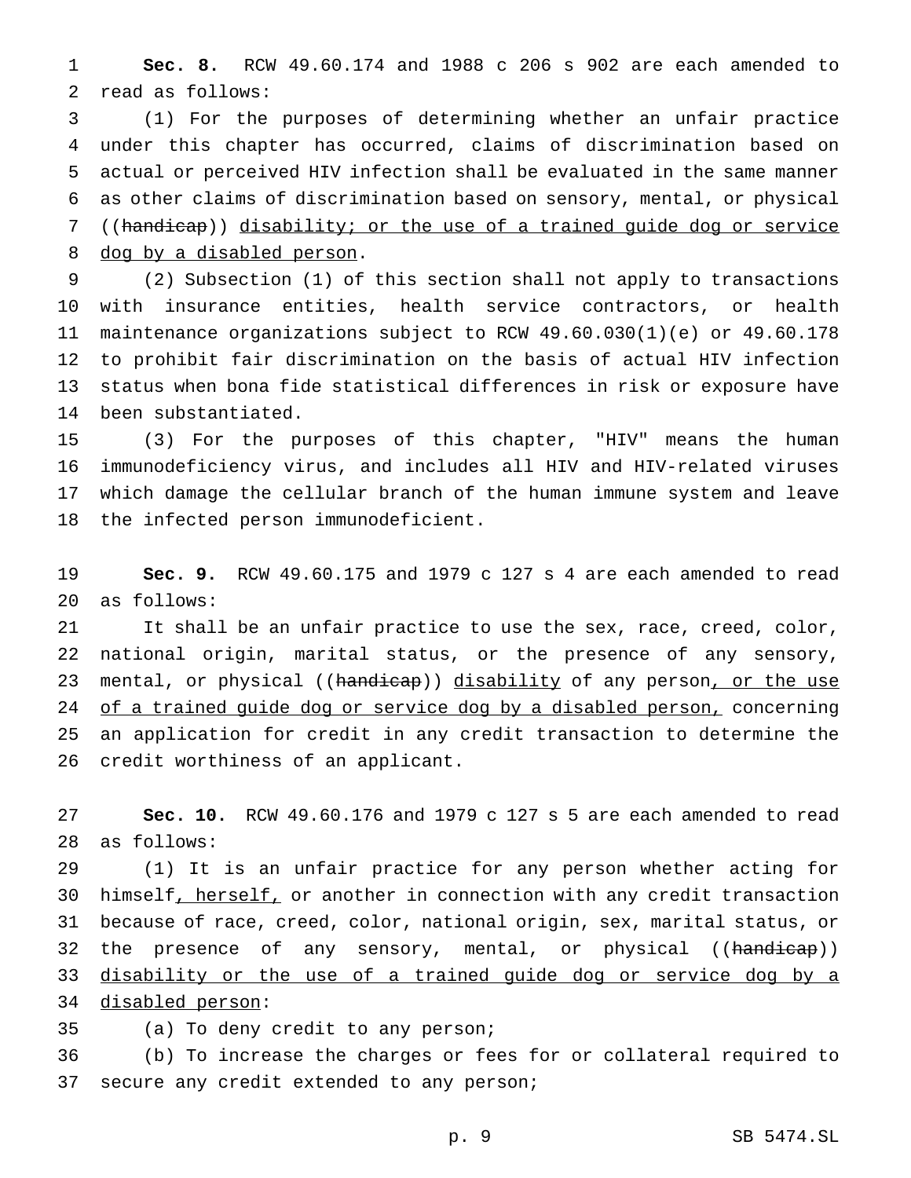**Sec. 8.** RCW 49.60.174 and 1988 c 206 s 902 are each amended to read as follows:

(1) For the purposes of determining whether an unfair practice under this chapter has occurred, claims of discrimination based on actual or perceived HIV infection shall be evaluated in the same manner as other claims of discrimination based on sensory, mental, or physical ((~~handicap~~)) <u>disability; or the use of a trained guide dog or service dog by a disabled person</u>.

(2) Subsection (1) of this section shall not apply to transactions with insurance entities, health service contractors, or health maintenance organizations subject to RCW 49.60.030(1)(e) or 49.60.178 to prohibit fair discrimination on the basis of actual HIV infection status when bona fide statistical differences in risk or exposure have been substantiated.

(3) For the purposes of this chapter, "HIV" means the human immunodeficiency virus, and includes all HIV and HIV-related viruses which damage the cellular branch of the human immune system and leave the infected person immunodeficient.

**Sec. 9.** RCW 49.60.175 and 1979 c 127 s 4 are each amended to read as follows:

It shall be an unfair practice to use the sex, race, creed, color, national origin, marital status, or the presence of any sensory, mental, or physical ((~~handicap~~)) <u>disability</u> of any person<u>, or the use of a trained guide dog or service dog by a disabled person,</u> concerning an application for credit in any credit transaction to determine the credit worthiness of an applicant.

**Sec. 10.** RCW 49.60.176 and 1979 c 127 s 5 are each amended to read as follows:

(1) It is an unfair practice for any person whether acting for himself<u>, herself,</u> or another in connection with any credit transaction because of race, creed, color, national origin, sex, marital status, or the presence of any sensory, mental, or physical ((~~handicap~~)) <u>disability or the use of a trained guide dog or service dog by a disabled person</u>:

(a) To deny credit to any person;

(b) To increase the charges or fees for or collateral required to secure any credit extended to any person;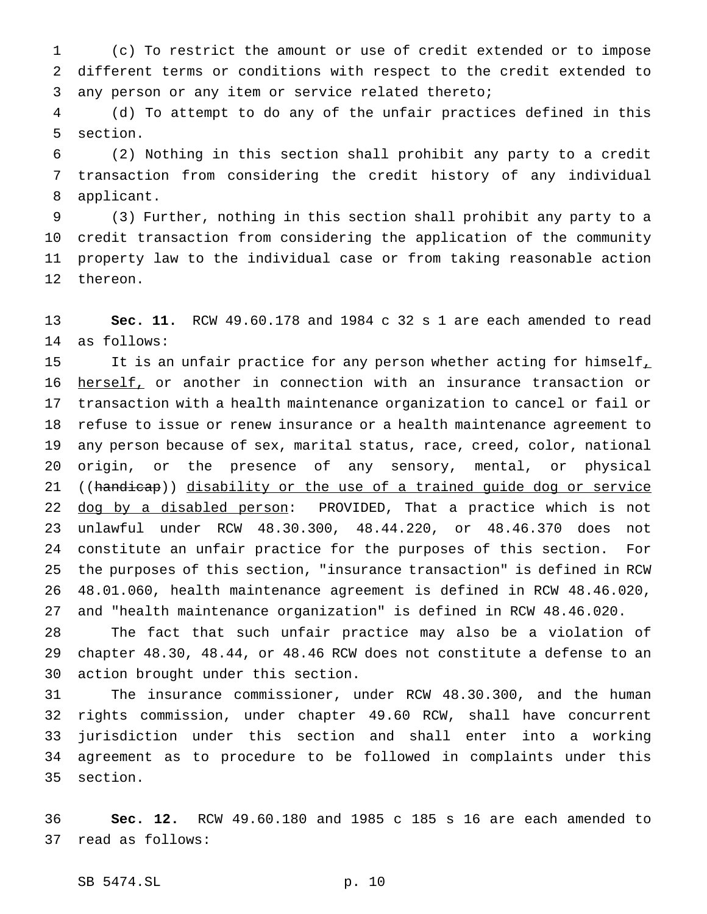(c) To restrict the amount or use of credit extended or to impose different terms or conditions with respect to the credit extended to any person or any item or service related thereto;

(d) To attempt to do any of the unfair practices defined in this section.

(2) Nothing in this section shall prohibit any party to a credit transaction from considering the credit history of any individual applicant.

(3) Further, nothing in this section shall prohibit any party to a credit transaction from considering the application of the community property law to the individual case or from taking reasonable action thereon.

**Sec. 11.** RCW 49.60.178 and 1984 c 32 s 1 are each amended to read as follows:

It is an unfair practice for any person whether acting for himself, herself, or another in connection with an insurance transaction or transaction with a health maintenance organization to cancel or fail or refuse to issue or renew insurance or a health maintenance agreement to any person because of sex, marital status, race, creed, color, national origin, or the presence of any sensory, mental, or physical ((~~handicap~~)) disability or the use of a trained guide dog or service dog by a disabled person: PROVIDED, That a practice which is not unlawful under RCW 48.30.300, 48.44.220, or 48.46.370 does not constitute an unfair practice for the purposes of this section. For the purposes of this section, "insurance transaction" is defined in RCW 48.01.060, health maintenance agreement is defined in RCW 48.46.020, and "health maintenance organization" is defined in RCW 48.46.020.

The fact that such unfair practice may also be a violation of chapter 48.30, 48.44, or 48.46 RCW does not constitute a defense to an action brought under this section.

The insurance commissioner, under RCW 48.30.300, and the human rights commission, under chapter 49.60 RCW, shall have concurrent jurisdiction under this section and shall enter into a working agreement as to procedure to be followed in complaints under this section.

**Sec. 12.** RCW 49.60.180 and 1985 c 185 s 16 are each amended to read as follows: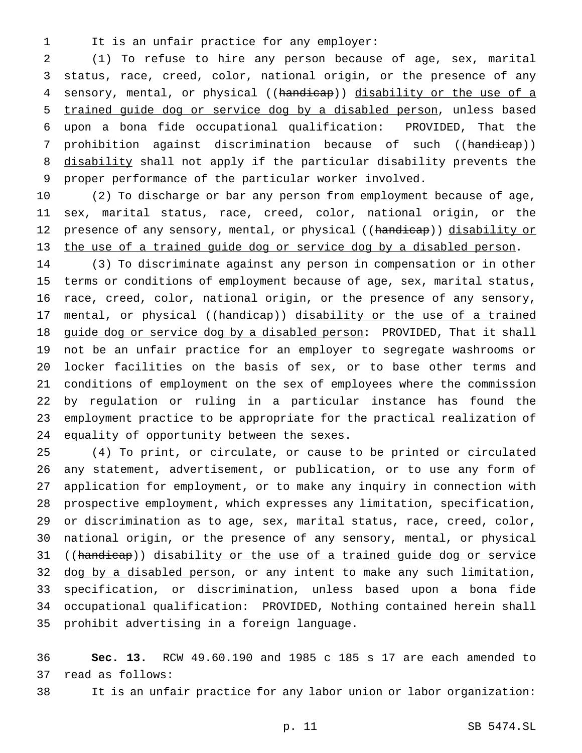It is an unfair practice for any employer:

(1) To refuse to hire any person because of age, sex, marital status, race, creed, color, national origin, or the presence of any sensory, mental, or physical ((~~handicap~~)) <u>disability or the use of a trained guide dog or service dog by a disabled person</u>, unless based upon a bona fide occupational qualification: PROVIDED, That the prohibition against discrimination because of such ((~~handicap~~)) <u>disability</u> shall not apply if the particular disability prevents the proper performance of the particular worker involved.

(2) To discharge or bar any person from employment because of age, sex, marital status, race, creed, color, national origin, or the presence of any sensory, mental, or physical ((~~handicap~~)) <u>disability or the use of a trained guide dog or service dog by a disabled person</u>.

(3) To discriminate against any person in compensation or in other terms or conditions of employment because of age, sex, marital status, race, creed, color, national origin, or the presence of any sensory, mental, or physical ((~~handicap~~)) <u>disability or the use of a trained guide dog or service dog by a disabled person</u>: PROVIDED, That it shall not be an unfair practice for an employer to segregate washrooms or locker facilities on the basis of sex, or to base other terms and conditions of employment on the sex of employees where the commission by regulation or ruling in a particular instance has found the employment practice to be appropriate for the practical realization of equality of opportunity between the sexes.

(4) To print, or circulate, or cause to be printed or circulated any statement, advertisement, or publication, or to use any form of application for employment, or to make any inquiry in connection with prospective employment, which expresses any limitation, specification, or discrimination as to age, sex, marital status, race, creed, color, national origin, or the presence of any sensory, mental, or physical ((~~handicap~~)) <u>disability or the use of a trained guide dog or service dog by a disabled person</u>, or any intent to make any such limitation, specification, or discrimination, unless based upon a bona fide occupational qualification: PROVIDED, Nothing contained herein shall prohibit advertising in a foreign language.

**Sec. 13.** RCW 49.60.190 and 1985 c 185 s 17 are each amended to read as follows:

It is an unfair practice for any labor union or labor organization: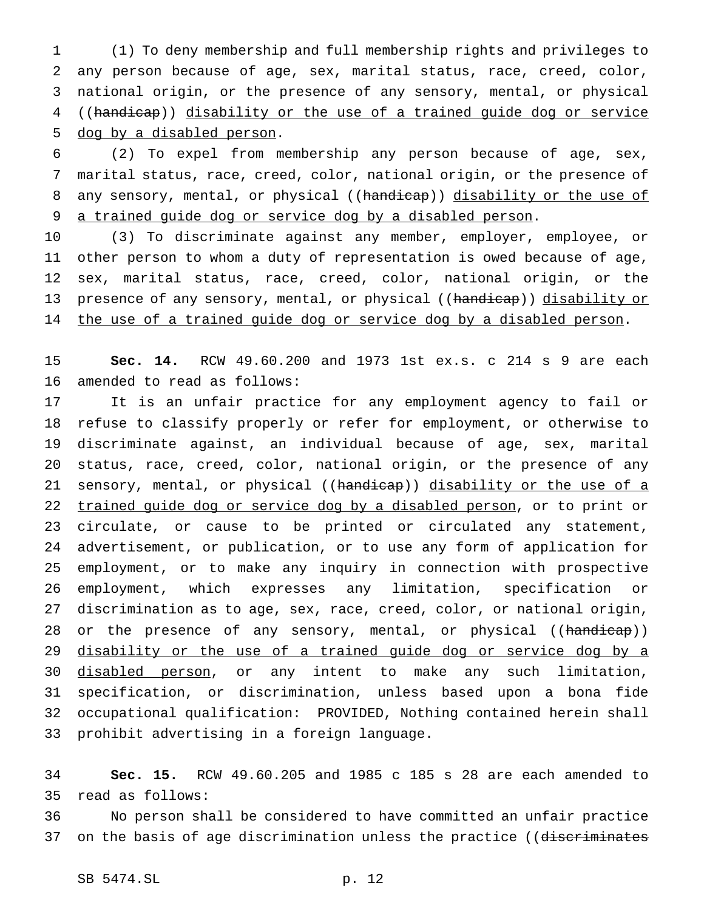(1) To deny membership and full membership rights and privileges to any person because of age, sex, marital status, race, creed, color, national origin, or the presence of any sensory, mental, or physical ((~~handicap~~)) <u>disability or the use of a trained guide dog or service dog by a disabled person</u>.

(2) To expel from membership any person because of age, sex, marital status, race, creed, color, national origin, or the presence of any sensory, mental, or physical ((~~handicap~~)) <u>disability or the use of a trained guide dog or service dog by a disabled person</u>.

(3) To discriminate against any member, employer, employee, or other person to whom a duty of representation is owed because of age, sex, marital status, race, creed, color, national origin, or the presence of any sensory, mental, or physical ((~~handicap~~)) <u>disability or the use of a trained guide dog or service dog by a disabled person</u>.

**Sec. 14.** RCW 49.60.200 and 1973 1st ex.s. c 214 s 9 are each amended to read as follows:

It is an unfair practice for any employment agency to fail or refuse to classify properly or refer for employment, or otherwise to discriminate against, an individual because of age, sex, marital status, race, creed, color, national origin, or the presence of any sensory, mental, or physical ((~~handicap~~)) <u>disability or the use of a trained guide dog or service dog by a disabled person</u>, or to print or circulate, or cause to be printed or circulated any statement, advertisement, or publication, or to use any form of application for employment, or to make any inquiry in connection with prospective employment, which expresses any limitation, specification or discrimination as to age, sex, race, creed, color, or national origin, or the presence of any sensory, mental, or physical ((~~handicap~~)) <u>disability or the use of a trained guide dog or service dog by a disabled person</u>, or any intent to make any such limitation, specification, or discrimination, unless based upon a bona fide occupational qualification: PROVIDED, Nothing contained herein shall prohibit advertising in a foreign language.

**Sec. 15.** RCW 49.60.205 and 1985 c 185 s 28 are each amended to read as follows:

No person shall be considered to have committed an unfair practice on the basis of age discrimination unless the practice ((~~discriminates~~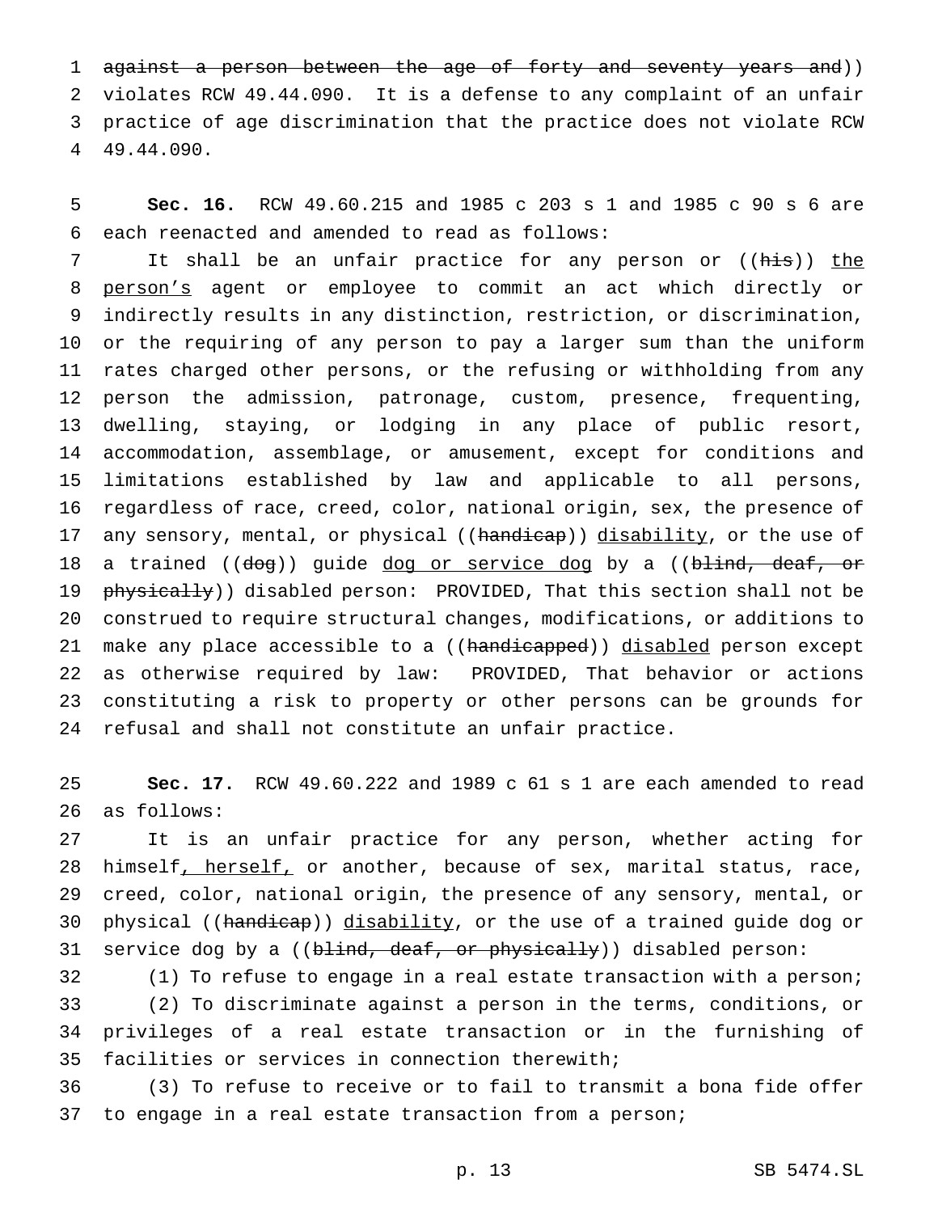~~against a person between the age of forty and seventy years and~~)) violates RCW 49.44.090. It is a defense to any complaint of an unfair practice of age discrimination that the practice does not violate RCW 49.44.090.

**Sec. 16.** RCW 49.60.215 and 1985 c 203 s 1 and 1985 c 90 s 6 are each reenacted and amended to read as follows:

It shall be an unfair practice for any person or ((~~his~~)) <u>the person's</u> agent or employee to commit an act which directly or indirectly results in any distinction, restriction, or discrimination, or the requiring of any person to pay a larger sum than the uniform rates charged other persons, or the refusing or withholding from any person the admission, patronage, custom, presence, frequenting, dwelling, staying, or lodging in any place of public resort, accommodation, assemblage, or amusement, except for conditions and limitations established by law and applicable to all persons, regardless of race, creed, color, national origin, sex, the presence of any sensory, mental, or physical ((~~handicap~~)) <u>disability</u>, or the use of a trained ((~~dog~~)) guide <u>dog or service dog</u> by a ((~~blind, deaf, or physically~~)) disabled person: PROVIDED, That this section shall not be construed to require structural changes, modifications, or additions to make any place accessible to a ((~~handicapped~~)) <u>disabled</u> person except as otherwise required by law: PROVIDED, That behavior or actions constituting a risk to property or other persons can be grounds for refusal and shall not constitute an unfair practice.

**Sec. 17.** RCW 49.60.222 and 1989 c 61 s 1 are each amended to read as follows:

It is an unfair practice for any person, whether acting for himself<u>, herself,</u> or another, because of sex, marital status, race, creed, color, national origin, the presence of any sensory, mental, or physical ((~~handicap~~)) <u>disability</u>, or the use of a trained guide dog or service dog by a ((~~blind, deaf, or physically~~)) disabled person:

(1) To refuse to engage in a real estate transaction with a person;

(2) To discriminate against a person in the terms, conditions, or privileges of a real estate transaction or in the furnishing of facilities or services in connection therewith;

(3) To refuse to receive or to fail to transmit a bona fide offer to engage in a real estate transaction from a person;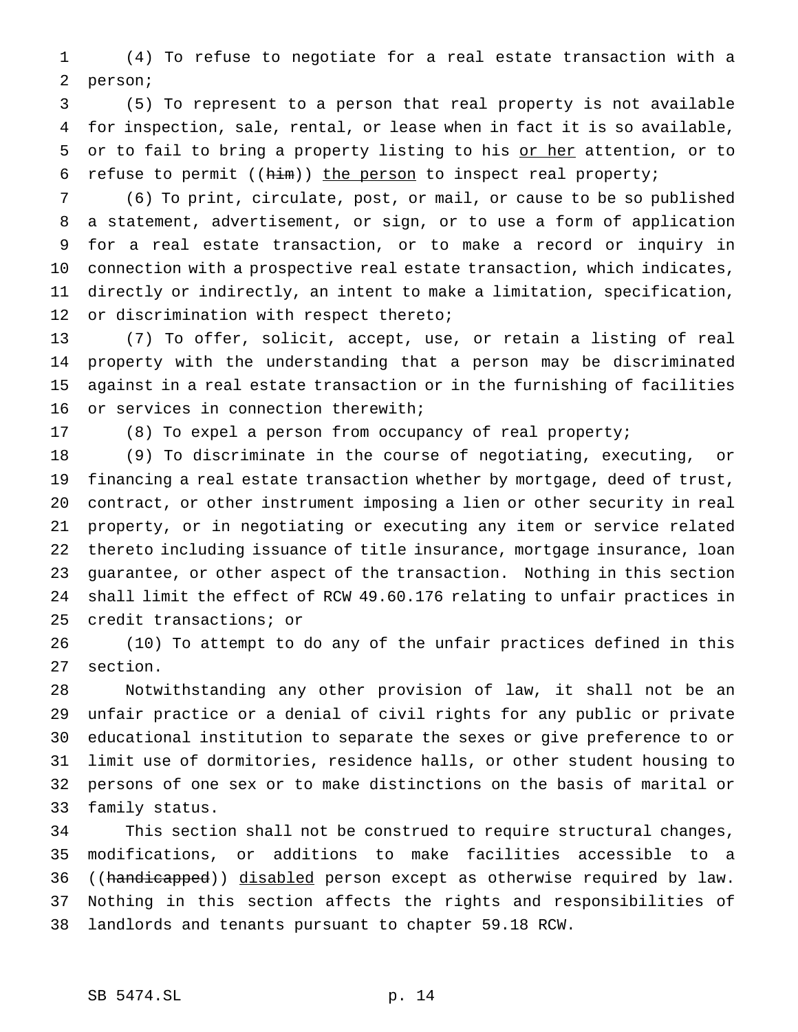(4) To refuse to negotiate for a real estate transaction with a person;

(5) To represent to a person that real property is not available for inspection, sale, rental, or lease when in fact it is so available, or to fail to bring a property listing to his or her attention, or to refuse to permit ((him)) the person to inspect real property;

(6) To print, circulate, post, or mail, or cause to be so published a statement, advertisement, or sign, or to use a form of application for a real estate transaction, or to make a record or inquiry in connection with a prospective real estate transaction, which indicates, directly or indirectly, an intent to make a limitation, specification, or discrimination with respect thereto;

(7) To offer, solicit, accept, use, or retain a listing of real property with the understanding that a person may be discriminated against in a real estate transaction or in the furnishing of facilities or services in connection therewith;

(8) To expel a person from occupancy of real property;

(9) To discriminate in the course of negotiating, executing, or financing a real estate transaction whether by mortgage, deed of trust, contract, or other instrument imposing a lien or other security in real property, or in negotiating or executing any item or service related thereto including issuance of title insurance, mortgage insurance, loan guarantee, or other aspect of the transaction. Nothing in this section shall limit the effect of RCW 49.60.176 relating to unfair practices in credit transactions; or

(10) To attempt to do any of the unfair practices defined in this section.

Notwithstanding any other provision of law, it shall not be an unfair practice or a denial of civil rights for any public or private educational institution to separate the sexes or give preference to or limit use of dormitories, residence halls, or other student housing to persons of one sex or to make distinctions on the basis of marital or family status.

This section shall not be construed to require structural changes, modifications, or additions to make facilities accessible to a ((handicapped)) disabled person except as otherwise required by law. Nothing in this section affects the rights and responsibilities of landlords and tenants pursuant to chapter 59.18 RCW.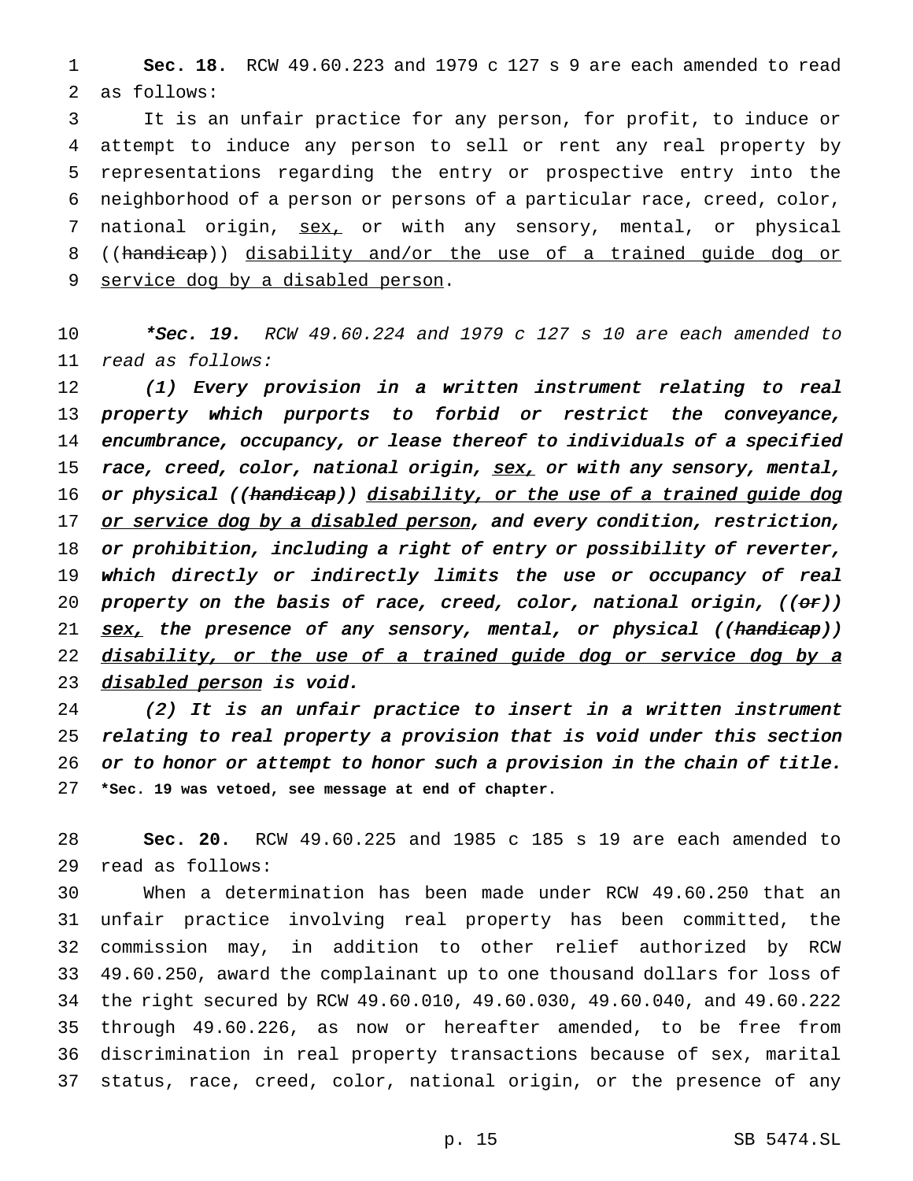**Sec. 18.** RCW 49.60.223 and 1979 c 127 s 9 are each amended to read as follows:

It is an unfair practice for any person, for profit, to induce or attempt to induce any person to sell or rent any real property by representations regarding the entry or prospective entry into the neighborhood of a person or persons of a particular race, creed, color, national origin, sex, or with any sensory, mental, or physical ((handicap)) disability and/or the use of a trained guide dog or service dog by a disabled person.

***Sec. 19.** *RCW 49.60.224 and 1979 c 127 s 10 are each amended to read as follows:*

*(1) Every provision in a written instrument relating to real property which purports to forbid or restrict the conveyance, encumbrance, occupancy, or lease thereof to individuals of a specified race, creed, color, national origin, sex, or with any sensory, mental, or physical ((handicap)) disability, or the use of a trained guide dog or service dog by a disabled person, and every condition, restriction, or prohibition, including a right of entry or possibility of reverter, which directly or indirectly limits the use or occupancy of real property on the basis of race, creed, color, national origin, ((or)) sex, the presence of any sensory, mental, or physical ((handicap)) disability, or the use of a trained guide dog or service dog by a disabled person is void.*

*(2) It is an unfair practice to insert in a written instrument relating to real property a provision that is void under this section or to honor or attempt to honor such a provision in the chain of title.*

***Sec. 19 was vetoed, see message at end of chapter.**

**Sec. 20.** RCW 49.60.225 and 1985 c 185 s 19 are each amended to read as follows:

When a determination has been made under RCW 49.60.250 that an unfair practice involving real property has been committed, the commission may, in addition to other relief authorized by RCW 49.60.250, award the complainant up to one thousand dollars for loss of the right secured by RCW 49.60.010, 49.60.030, 49.60.040, and 49.60.222 through 49.60.226, as now or hereafter amended, to be free from discrimination in real property transactions because of sex, marital status, race, creed, color, national origin, or the presence of any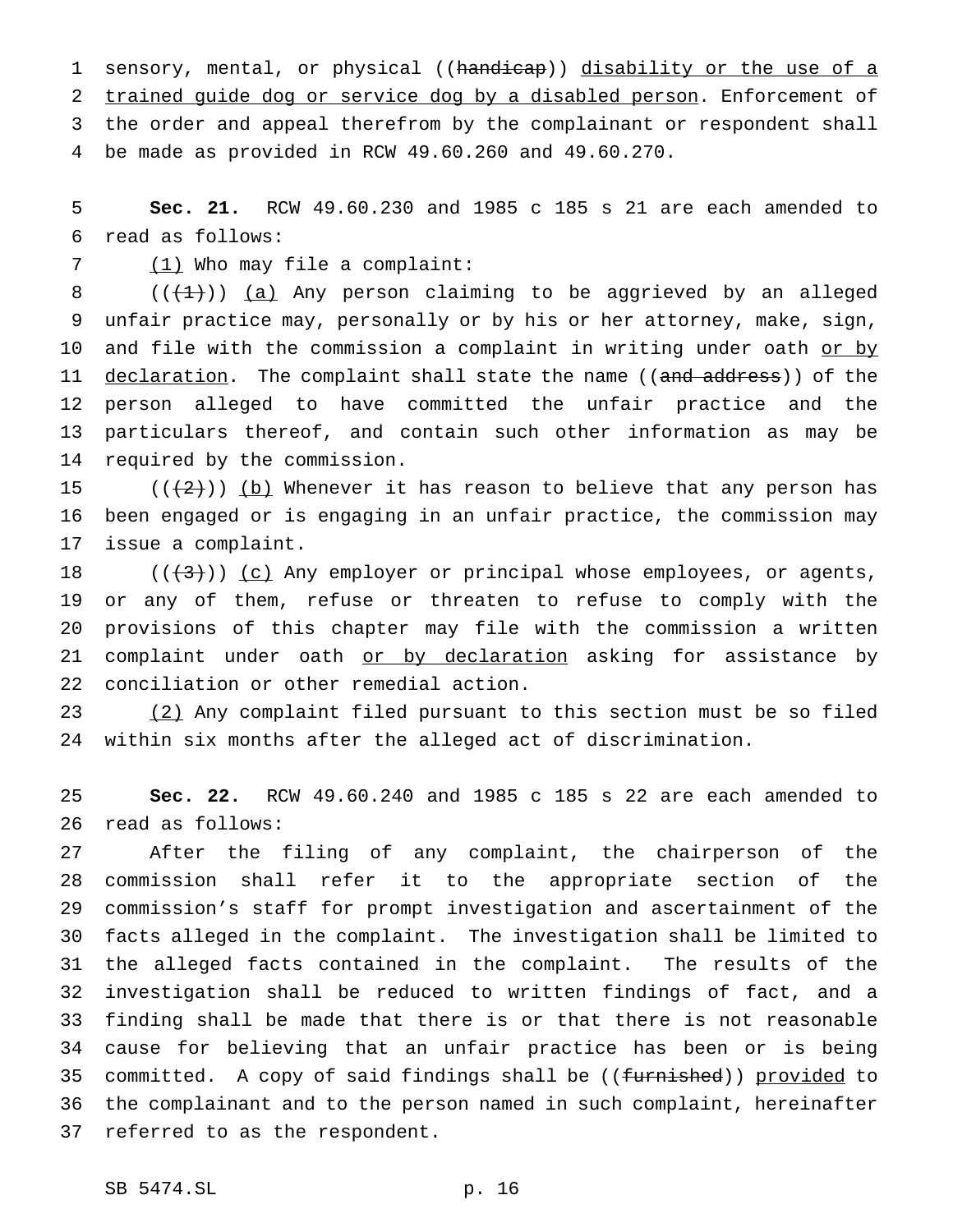sensory, mental, or physical ((~~handicap~~)) disability or the use of a trained guide dog or service dog by a disabled person. Enforcement of the order and appeal therefrom by the complainant or respondent shall be made as provided in RCW 49.60.260 and 49.60.270.

**Sec. 21.** RCW 49.60.230 and 1985 c 185 s 21 are each amended to read as follows:

(1) Who may file a complaint:

((~~(1)~~)) (a) Any person claiming to be aggrieved by an alleged unfair practice may, personally or by his or her attorney, make, sign, and file with the commission a complaint in writing under oath or by declaration. The complaint shall state the name ((~~and address~~)) of the person alleged to have committed the unfair practice and the particulars thereof, and contain such other information as may be required by the commission.

((~~(2)~~)) (b) Whenever it has reason to believe that any person has been engaged or is engaging in an unfair practice, the commission may issue a complaint.

((~~(3)~~)) (c) Any employer or principal whose employees, or agents, or any of them, refuse or threaten to refuse to comply with the provisions of this chapter may file with the commission a written complaint under oath or by declaration asking for assistance by conciliation or other remedial action.

(2) Any complaint filed pursuant to this section must be so filed within six months after the alleged act of discrimination.

**Sec. 22.** RCW 49.60.240 and 1985 c 185 s 22 are each amended to read as follows:

After the filing of any complaint, the chairperson of the commission shall refer it to the appropriate section of the commission's staff for prompt investigation and ascertainment of the facts alleged in the complaint. The investigation shall be limited to the alleged facts contained in the complaint. The results of the investigation shall be reduced to written findings of fact, and a finding shall be made that there is or that there is not reasonable cause for believing that an unfair practice has been or is being committed. A copy of said findings shall be ((~~furnished~~)) provided to the complainant and to the person named in such complaint, hereinafter referred to as the respondent.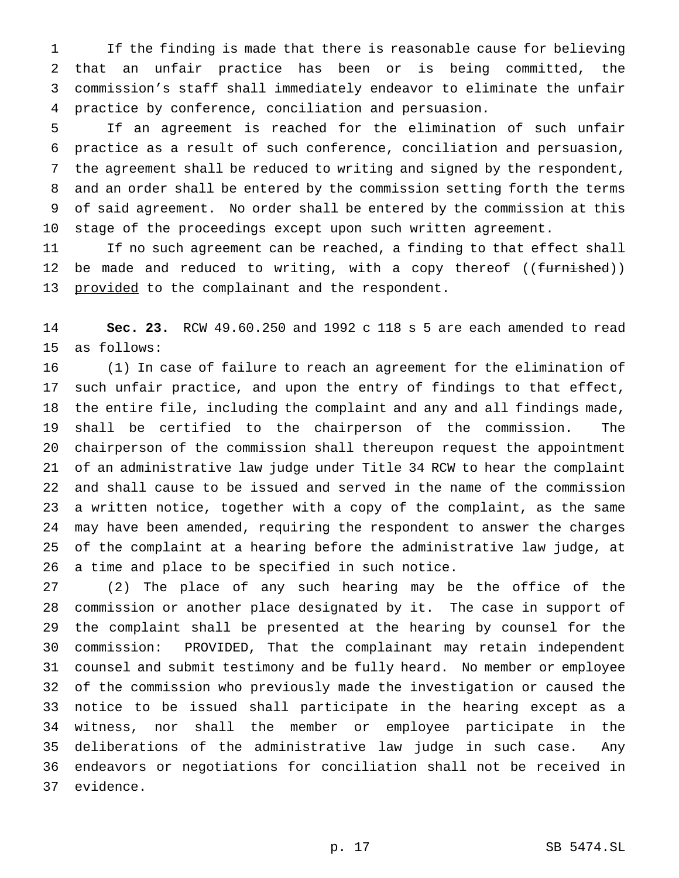If the finding is made that there is reasonable cause for believing that an unfair practice has been or is being committed, the commission's staff shall immediately endeavor to eliminate the unfair practice by conference, conciliation and persuasion.

If an agreement is reached for the elimination of such unfair practice as a result of such conference, conciliation and persuasion, the agreement shall be reduced to writing and signed by the respondent, and an order shall be entered by the commission setting forth the terms of said agreement. No order shall be entered by the commission at this stage of the proceedings except upon such written agreement.

If no such agreement can be reached, a finding to that effect shall be made and reduced to writing, with a copy thereof ((~~furnished~~)) provided to the complainant and the respondent.

**Sec. 23.** RCW 49.60.250 and 1992 c 118 s 5 are each amended to read as follows:

(1) In case of failure to reach an agreement for the elimination of such unfair practice, and upon the entry of findings to that effect, the entire file, including the complaint and any and all findings made, shall be certified to the chairperson of the commission. The chairperson of the commission shall thereupon request the appointment of an administrative law judge under Title 34 RCW to hear the complaint and shall cause to be issued and served in the name of the commission a written notice, together with a copy of the complaint, as the same may have been amended, requiring the respondent to answer the charges of the complaint at a hearing before the administrative law judge, at a time and place to be specified in such notice.

(2) The place of any such hearing may be the office of the commission or another place designated by it. The case in support of the complaint shall be presented at the hearing by counsel for the commission: PROVIDED, That the complainant may retain independent counsel and submit testimony and be fully heard. No member or employee of the commission who previously made the investigation or caused the notice to be issued shall participate in the hearing except as a witness, nor shall the member or employee participate in the deliberations of the administrative law judge in such case. Any endeavors or negotiations for conciliation shall not be received in evidence.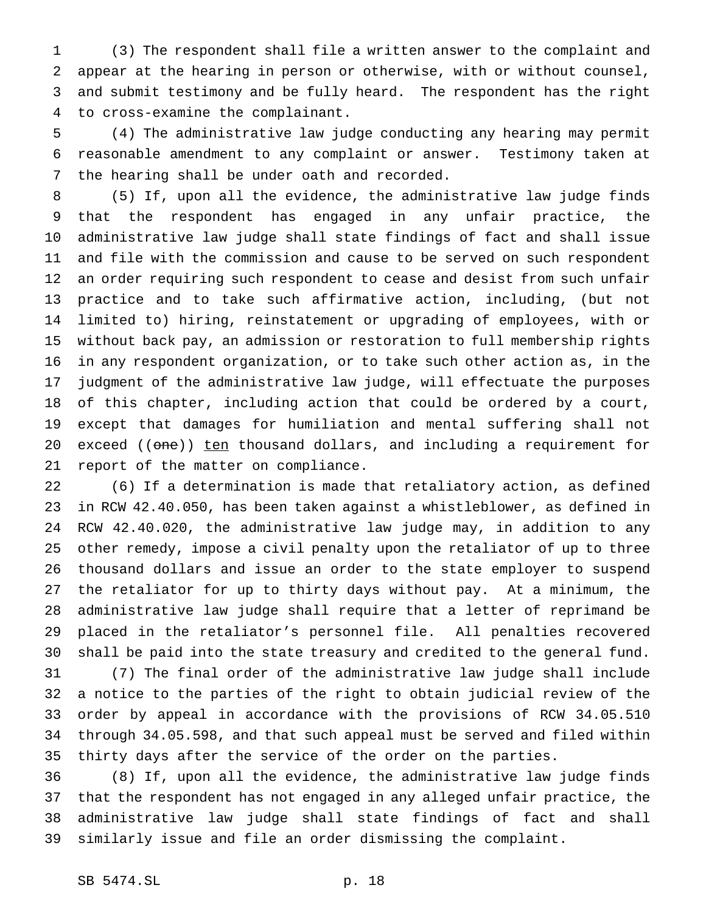(3) The respondent shall file a written answer to the complaint and appear at the hearing in person or otherwise, with or without counsel, and submit testimony and be fully heard. The respondent has the right to cross-examine the complainant.

(4) The administrative law judge conducting any hearing may permit reasonable amendment to any complaint or answer. Testimony taken at the hearing shall be under oath and recorded.

(5) If, upon all the evidence, the administrative law judge finds that the respondent has engaged in any unfair practice, the administrative law judge shall state findings of fact and shall issue and file with the commission and cause to be served on such respondent an order requiring such respondent to cease and desist from such unfair practice and to take such affirmative action, including, (but not limited to) hiring, reinstatement or upgrading of employees, with or without back pay, an admission or restoration to full membership rights in any respondent organization, or to take such other action as, in the judgment of the administrative law judge, will effectuate the purposes of this chapter, including action that could be ordered by a court, except that damages for humiliation and mental suffering shall not exceed ((~~one~~)) <u>ten</u> thousand dollars, and including a requirement for report of the matter on compliance.

(6) If a determination is made that retaliatory action, as defined in RCW 42.40.050, has been taken against a whistleblower, as defined in RCW 42.40.020, the administrative law judge may, in addition to any other remedy, impose a civil penalty upon the retaliator of up to three thousand dollars and issue an order to the state employer to suspend the retaliator for up to thirty days without pay. At a minimum, the administrative law judge shall require that a letter of reprimand be placed in the retaliator's personnel file. All penalties recovered shall be paid into the state treasury and credited to the general fund.

(7) The final order of the administrative law judge shall include a notice to the parties of the right to obtain judicial review of the order by appeal in accordance with the provisions of RCW 34.05.510 through 34.05.598, and that such appeal must be served and filed within thirty days after the service of the order on the parties.

(8) If, upon all the evidence, the administrative law judge finds that the respondent has not engaged in any alleged unfair practice, the administrative law judge shall state findings of fact and shall similarly issue and file an order dismissing the complaint.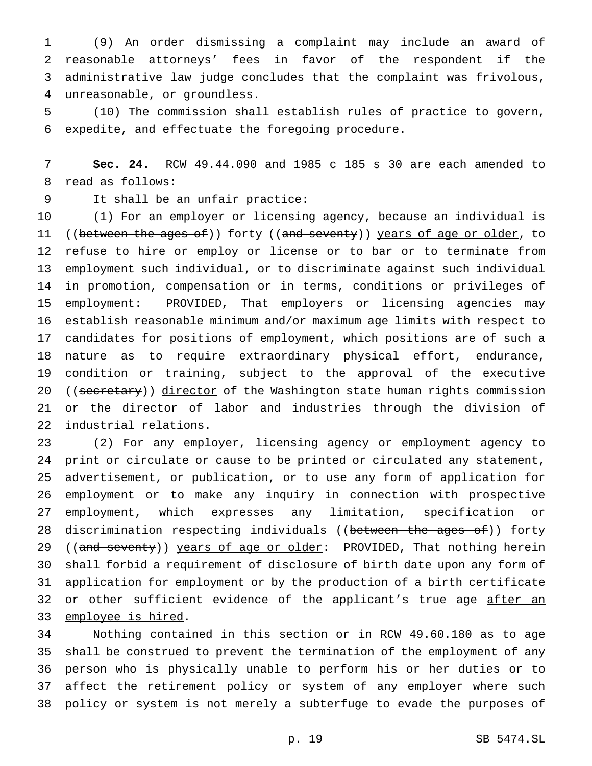(9) An order dismissing a complaint may include an award of reasonable attorneys' fees in favor of the respondent if the administrative law judge concludes that the complaint was frivolous, unreasonable, or groundless.

(10) The commission shall establish rules of practice to govern, expedite, and effectuate the foregoing procedure.

**Sec. 24.** RCW 49.44.090 and 1985 c 185 s 30 are each amended to read as follows:

It shall be an unfair practice:

(1) For an employer or licensing agency, because an individual is ((~~between the ages of~~)) forty ((~~and seventy~~)) <u>years of age or older</u>, to refuse to hire or employ or license or to bar or to terminate from employment such individual, or to discriminate against such individual in promotion, compensation or in terms, conditions or privileges of employment: PROVIDED, That employers or licensing agencies may establish reasonable minimum and/or maximum age limits with respect to candidates for positions of employment, which positions are of such a nature as to require extraordinary physical effort, endurance, condition or training, subject to the approval of the executive ((~~secretary~~)) <u>director</u> of the Washington state human rights commission or the director of labor and industries through the division of industrial relations.

(2) For any employer, licensing agency or employment agency to print or circulate or cause to be printed or circulated any statement, advertisement, or publication, or to use any form of application for employment or to make any inquiry in connection with prospective employment, which expresses any limitation, specification or discrimination respecting individuals ((~~between the ages of~~)) forty ((~~and seventy~~)) <u>years of age or older</u>: PROVIDED, That nothing herein shall forbid a requirement of disclosure of birth date upon any form of application for employment or by the production of a birth certificate or other sufficient evidence of the applicant's true age <u>after an employee is hired</u>.

Nothing contained in this section or in RCW 49.60.180 as to age shall be construed to prevent the termination of the employment of any person who is physically unable to perform his <u>or her</u> duties or to affect the retirement policy or system of any employer where such policy or system is not merely a subterfuge to evade the purposes of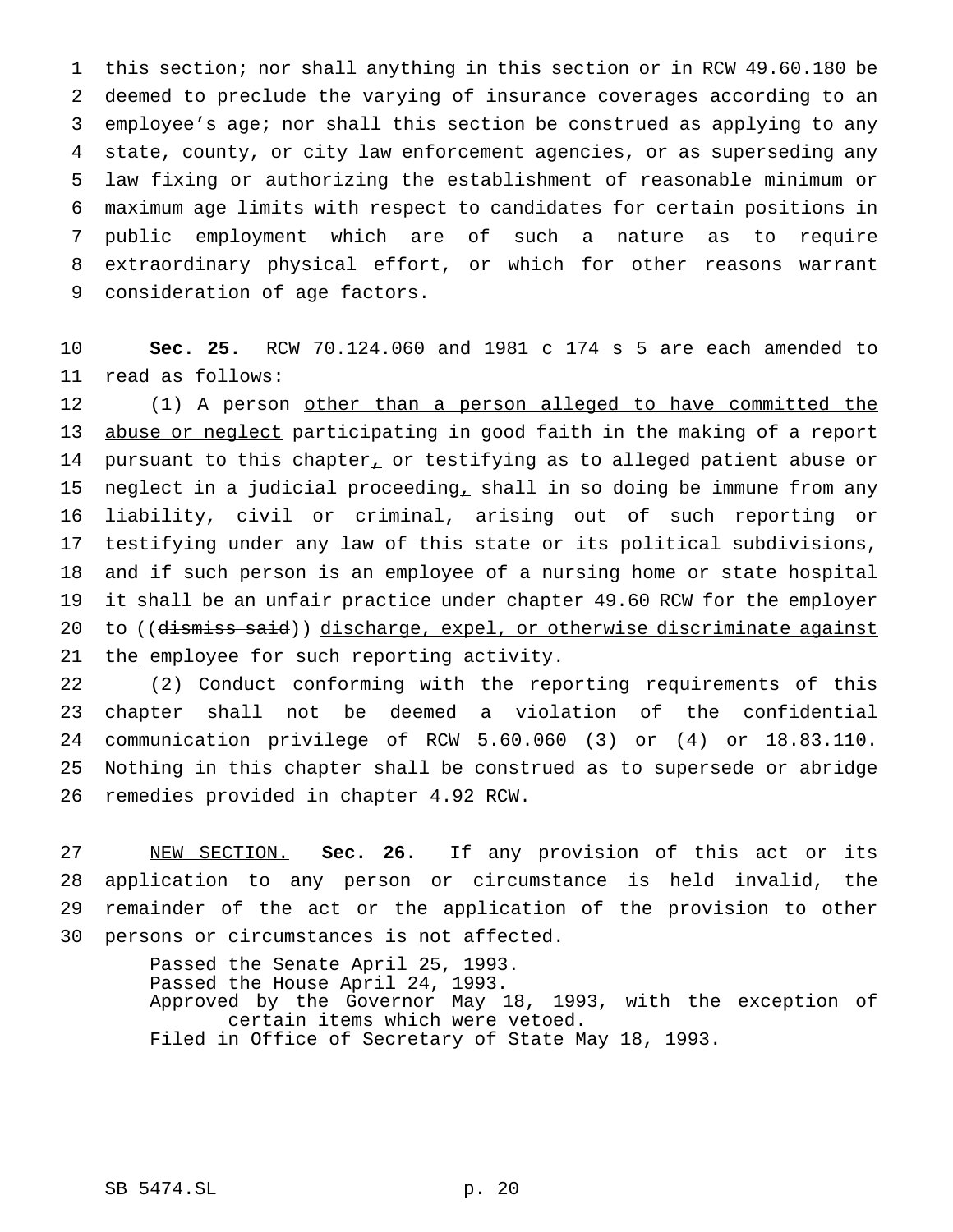this section; nor shall anything in this section or in RCW 49.60.180 be deemed to preclude the varying of insurance coverages according to an employee's age; nor shall this section be construed as applying to any state, county, or city law enforcement agencies, or as superseding any law fixing or authorizing the establishment of reasonable minimum or maximum age limits with respect to candidates for certain positions in public employment which are of such a nature as to require extraordinary physical effort, or which for other reasons warrant consideration of age factors.

**Sec. 25.** RCW 70.124.060 and 1981 c 174 s 5 are each amended to read as follows:

(1) A person <u>other than a person alleged to have committed the abuse or neglect</u> participating in good faith in the making of a report pursuant to this chapter<u>,</u> or testifying as to alleged patient abuse or neglect in a judicial proceeding<u>,</u> shall in so doing be immune from any liability, civil or criminal, arising out of such reporting or testifying under any law of this state or its political subdivisions, and if such person is an employee of a nursing home or state hospital it shall be an unfair practice under chapter 49.60 RCW for the employer to ((~~dismiss said~~)) <u>discharge, expel, or otherwise discriminate against the</u> employee for such <u>reporting</u> activity.

(2) Conduct conforming with the reporting requirements of this chapter shall not be deemed a violation of the confidential communication privilege of RCW 5.60.060 (3) or (4) or 18.83.110. Nothing in this chapter shall be construed as to supersede or abridge remedies provided in chapter 4.92 RCW.

<u>NEW SECTION.</u> **Sec. 26.** If any provision of this act or its application to any person or circumstance is held invalid, the remainder of the act or the application of the provision to other persons or circumstances is not affected.

Passed the Senate April 25, 1993.
Passed the House April 24, 1993.
Approved by the Governor May 18, 1993, with the exception of certain items which were vetoed.
Filed in Office of Secretary of State May 18, 1993.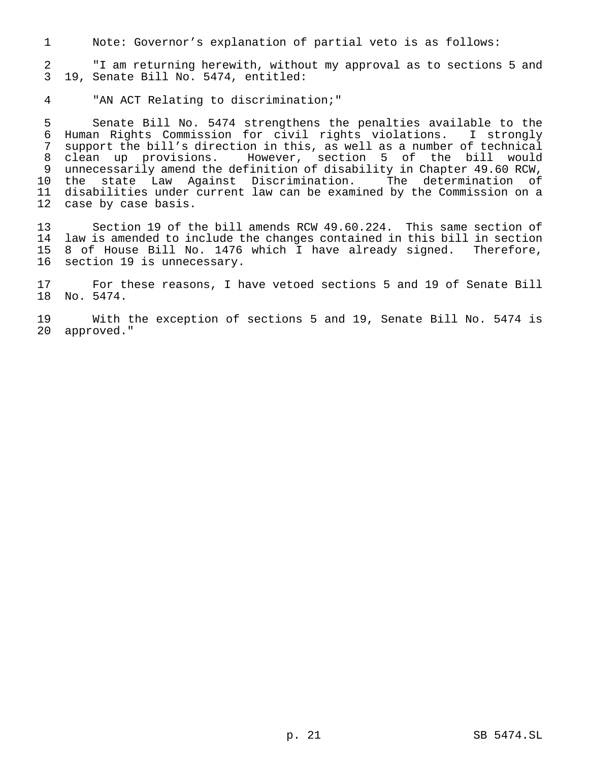Note: Governor's explanation of partial veto is as follows:

"I am returning herewith, without my approval as to sections 5 and 19, Senate Bill No. 5474, entitled:

"AN ACT Relating to discrimination;"

Senate Bill No. 5474 strengthens the penalties available to the Human Rights Commission for civil rights violations. I strongly support the bill's direction in this, as well as a number of technical clean up provisions. However, section 5 of the bill would unnecessarily amend the definition of disability in Chapter 49.60 RCW, the state Law Against Discrimination. The determination of disabilities under current law can be examined by the Commission on a case by case basis.

Section 19 of the bill amends RCW 49.60.224. This same section of law is amended to include the changes contained in this bill in section 8 of House Bill No. 1476 which I have already signed. Therefore, section 19 is unnecessary.

For these reasons, I have vetoed sections 5 and 19 of Senate Bill No. 5474.

With the exception of sections 5 and 19, Senate Bill No. 5474 is approved."